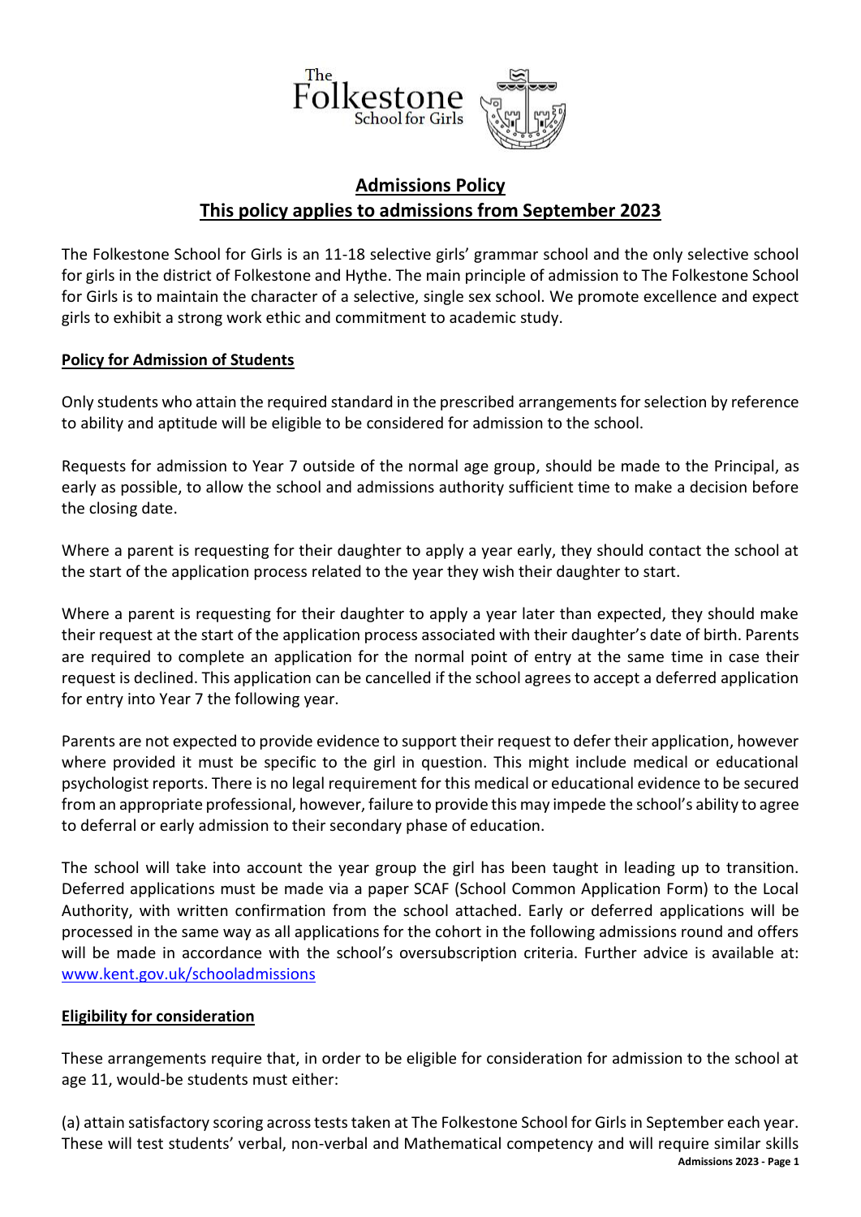# Admissions Policy

## This policy applies to admissions from September 2023

The Folkestone School for Girls is an 11-18 selective girls' grammar school and the only selective school for girls in the district of Folkestone and Hythe. The main principle of admission to The Folkestone School for Girls is to maintain the character of a selective, single sex school. We promote excellence and expect girls to exhibit a strong work ethic and commitment to academic study.

### Policy for Admission of Students

Only students who attain the required standard in the prescribed arrangements for selection by reference to ability and aptitude will be eligible to be considered for admission to the school.

Requests for admission to Year 7 outside of the normal age group, should be made to the Principal, as early as possible, to allow the school and admissions authority sufficient time to make a decision before the closing date.

Where a parent is requesting for their daughter to apply a year early, they should contact the school at the start of the application process related to the year they wish their daughter to start.

Where a parent is requesting for their daughter to apply a year later than expected, they should make their request at the start of the application process associated with their daughter's date of birth. Parents are required to complete an application for the normal point of entry at the same time in case their request is declined. This application can be cancelled if the school agrees to accept a deferred application for entry into Year 7 the following year.

Parents are not expected to provide evidence to support their request to defer their application, however where provided it must be specific to the girl in question. This might include medical or educational psychologist reports. There is no legal requirement for this medical or educational evidence to be secured from an appropriate professional, however, failure to provide this may impede the school's ability to agree to deferral or early admission to their secondary phase of education.

The school will take into account the year group the girl has been taught in leading up to transition. Deferred applications must be made via a paper SCAF (School Common Application Form) to the Local Authority, with written confirmation from the school attached. Early or deferred applications will be processed in the same way as all applications for the cohort in the following admissions round and offers will be made in accordance with the school's oversubscription criteria. Further advice is available at: [www.kent.gov.uk/schooladmissions](http://www.kent.gov.uk/schooladmissions)

### Eligibility for consideration

These arrangements require that, in order to be eligible for consideration for admission to the school at age 11, would-be students must either:

(a) attain satisfactory scoring across tests taken at The Folkestone School for Girls in September each year. These will test students' verbal, non-verbal and Mathematical competency and will require similar skills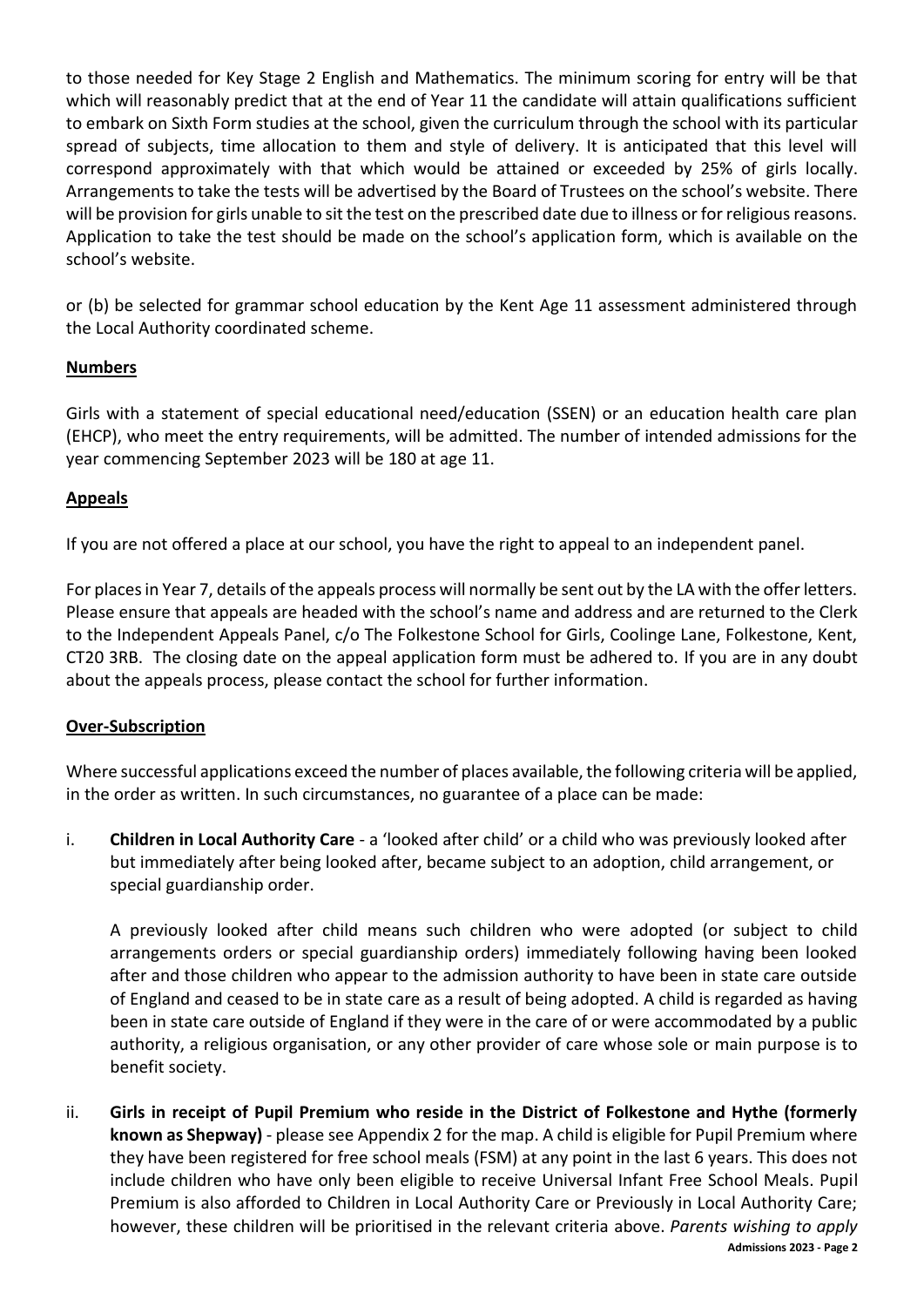to those needed for Key Stage 2 English and Mathematics. The minimum scoring for entry will be that which will reasonably predict that at the end of Year 11 the candidate will attain qualifications sufficient to embark on Sixth Form studies at the school, given the curriculum through the school with its particular spread of subjects, time allocation to them and style of delivery. It is anticipated that this level will correspond approximately with that which would be attained or exceeded by 25% of girls locally. Arrangements to take the tests will be advertised by the Board of Trustees on the school's website. There will be provision for girls unable to sit the test on the prescribed date due to illness or for religious reasons. Application to take the test should be made on the school's application form, which is available on the school's website.

or (b) be selected for grammar school education by the Kent Age 11 assessment administered through the Local Authority coordinated scheme.

## Numbers

Girls with a statement of special educational need/education (SSEN) or an education health care plan (EHCP), who meet the entry requirements, will be admitted. The number of intended admissions for the year commencing September 2023 will be 180 at age 11.

## Appeals

If you are not offered a place at our school, you have the right to appeal to an independent panel.

For places in Year 7, details of the appeals process will normally be sent out by the LA with the offer letters. Please ensure that appeals are headed with the school's name and address and are returned to the Clerk to the Independent Appeals Panel, c/o The Folkestone School for Girls, Coolinge Lane, Folkestone, Kent, CT20 3RB. The closing date on the appeal application form must be adhered to. If you are in any doubt about the appeals process, please contact the school for further information.

## Over-Subscription

Where successful applications exceed the number of places available, the following criteria will be applied, in the order as written. In such circumstances, no guarantee of a place can be made:

i. **Children in Local Authority Care** - a 'looked after child' or a child who was previously looked after but immediately after being looked after, became subject to an adoption, child arrangement, or special guardianship order.

   A previously looked after child means such children who were adopted (or subject to child arrangements orders or special guardianship orders) immediately following having been looked after and those children who appear to the admission authority to have been in state care outside of England and ceased to be in state care as a result of being adopted. A child is regarded as having been in state care outside of England if they were in the care of or were accommodated by a public authority, a religious organisation, or any other provider of care whose sole or main purpose is to benefit society.

ii. **Girls in receipt of Pupil Premium who reside in the District of Folkestone and Hythe (formerly known as Shepway)** - please see Appendix 2 for the map. A child is eligible for Pupil Premium where they have been registered for free school meals (FSM) at any point in the last 6 years. This does not include children who have only been eligible to receive Universal Infant Free School Meals. Pupil Premium is also afforded to Children in Local Authority Care or Previously in Local Authority Care; however, these children will be prioritised in the relevant criteria above. *Parents wishing to apply*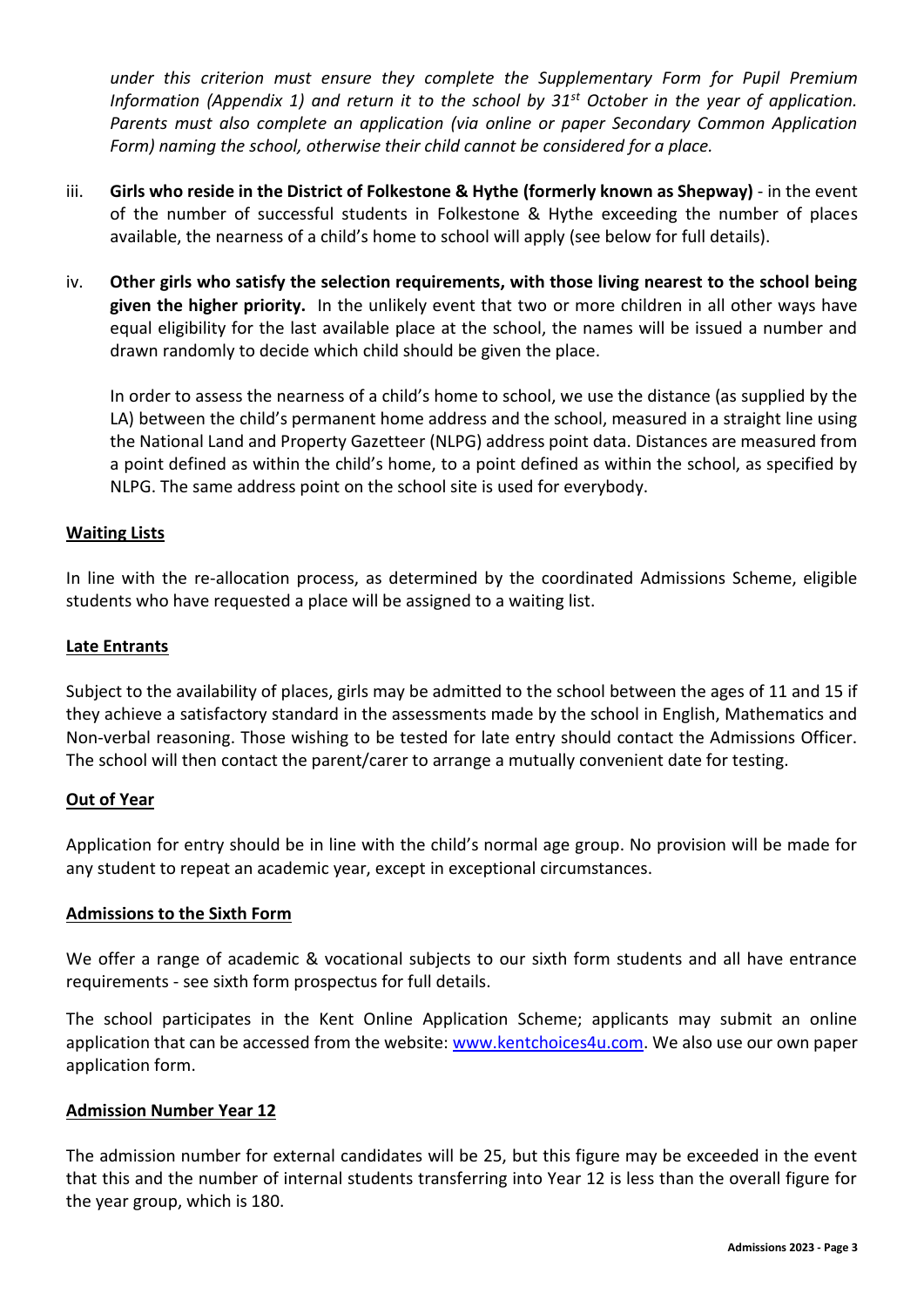*under this criterion must ensure they complete the Supplementary Form for Pupil Premium Information (Appendix 1) and return it to the school by 31st October in the year of application. Parents must also complete an application (via online or paper Secondary Common Application Form) naming the school, otherwise their child cannot be considered for a place.*

iii. **Girls who reside in the District of Folkestone & Hythe (formerly known as Shepway)** - in the event of the number of successful students in Folkestone & Hythe exceeding the number of places available, the nearness of a child's home to school will apply (see below for full details).

iv. **Other girls who satisfy the selection requirements, with those living nearest to the school being given the higher priority.** In the unlikely event that two or more children in all other ways have equal eligibility for the last available place at the school, the names will be issued a number and drawn randomly to decide which child should be given the place.

In order to assess the nearness of a child's home to school, we use the distance (as supplied by the LA) between the child's permanent home address and the school, measured in a straight line using the National Land and Property Gazetteer (NLPG) address point data. Distances are measured from a point defined as within the child's home, to a point defined as within the school, as specified by NLPG. The same address point on the school site is used for everybody.

## Waiting Lists

In line with the re-allocation process, as determined by the coordinated Admissions Scheme, eligible students who have requested a place will be assigned to a waiting list.

## Late Entrants

Subject to the availability of places, girls may be admitted to the school between the ages of 11 and 15 if they achieve a satisfactory standard in the assessments made by the school in English, Mathematics and Non-verbal reasoning. Those wishing to be tested for late entry should contact the Admissions Officer. The school will then contact the parent/carer to arrange a mutually convenient date for testing.

## Out of Year

Application for entry should be in line with the child's normal age group. No provision will be made for any student to repeat an academic year, except in exceptional circumstances.

## Admissions to the Sixth Form

We offer a range of academic & vocational subjects to our sixth form students and all have entrance requirements - see sixth form prospectus for full details.

The school participates in the Kent Online Application Scheme; applicants may submit an online application that can be accessed from the website: [www.kentchoices4u.com](http://www.kentchoices4u.com). We also use our own paper application form.

## Admission Number Year 12

The admission number for external candidates will be 25, but this figure may be exceeded in the event that this and the number of internal students transferring into Year 12 is less than the overall figure for the year group, which is 180.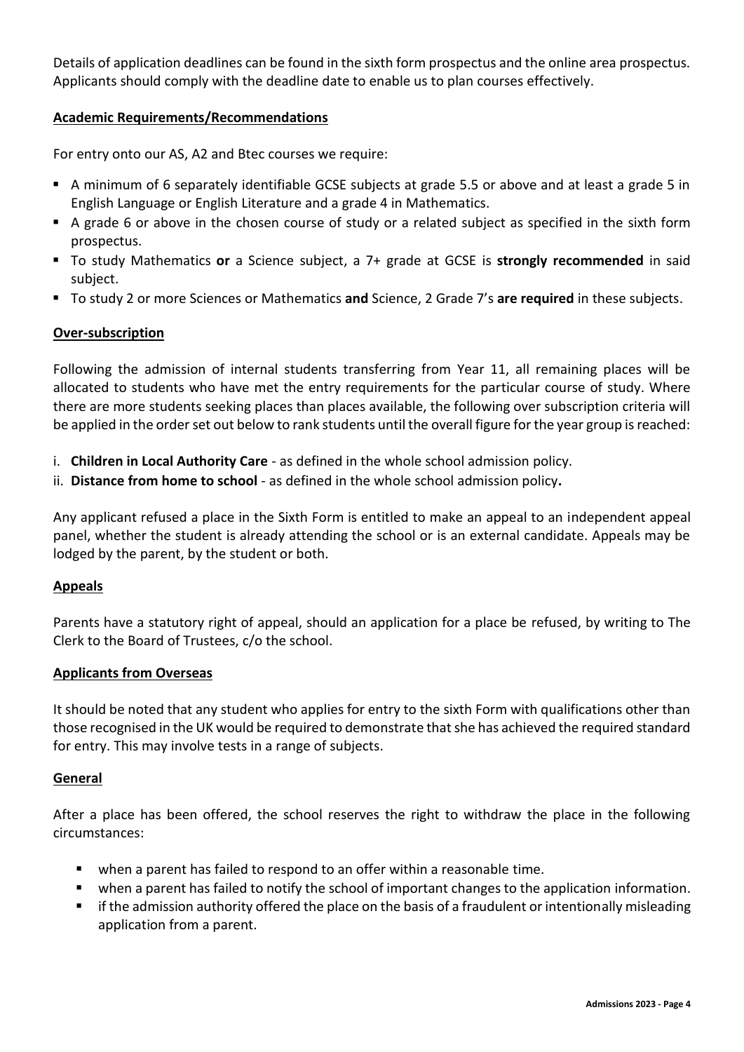Details of application deadlines can be found in the sixth form prospectus and the online area prospectus. Applicants should comply with the deadline date to enable us to plan courses effectively.

## Academic Requirements/Recommendations

For entry onto our AS, A2 and Btec courses we require:

- A minimum of 6 separately identifiable GCSE subjects at grade 5.5 or above and at least a grade 5 in English Language or English Literature and a grade 4 in Mathematics.
- A grade 6 or above in the chosen course of study or a related subject as specified in the sixth form prospectus.
- To study Mathematics **or** a Science subject, a 7+ grade at GCSE is **strongly recommended** in said subject.
- To study 2 or more Sciences or Mathematics **and** Science, 2 Grade 7's **are required** in these subjects.

## Over-subscription

Following the admission of internal students transferring from Year 11, all remaining places will be allocated to students who have met the entry requirements for the particular course of study. Where there are more students seeking places than places available, the following over subscription criteria will be applied in the order set out below to rank students until the overall figure for the year group is reached:

i. **Children in Local Authority Care** - as defined in the whole school admission policy.
ii. **Distance from home to school** - as defined in the whole school admission policy**.**

Any applicant refused a place in the Sixth Form is entitled to make an appeal to an independent appeal panel, whether the student is already attending the school or is an external candidate. Appeals may be lodged by the parent, by the student or both.

## Appeals

Parents have a statutory right of appeal, should an application for a place be refused, by writing to The Clerk to the Board of Trustees, c/o the school.

## Applicants from Overseas

It should be noted that any student who applies for entry to the sixth Form with qualifications other than those recognised in the UK would be required to demonstrate that she has achieved the required standard for entry. This may involve tests in a range of subjects.

## General

After a place has been offered, the school reserves the right to withdraw the place in the following circumstances:

- when a parent has failed to respond to an offer within a reasonable time.
- when a parent has failed to notify the school of important changes to the application information.
- if the admission authority offered the place on the basis of a fraudulent or intentionally misleading application from a parent.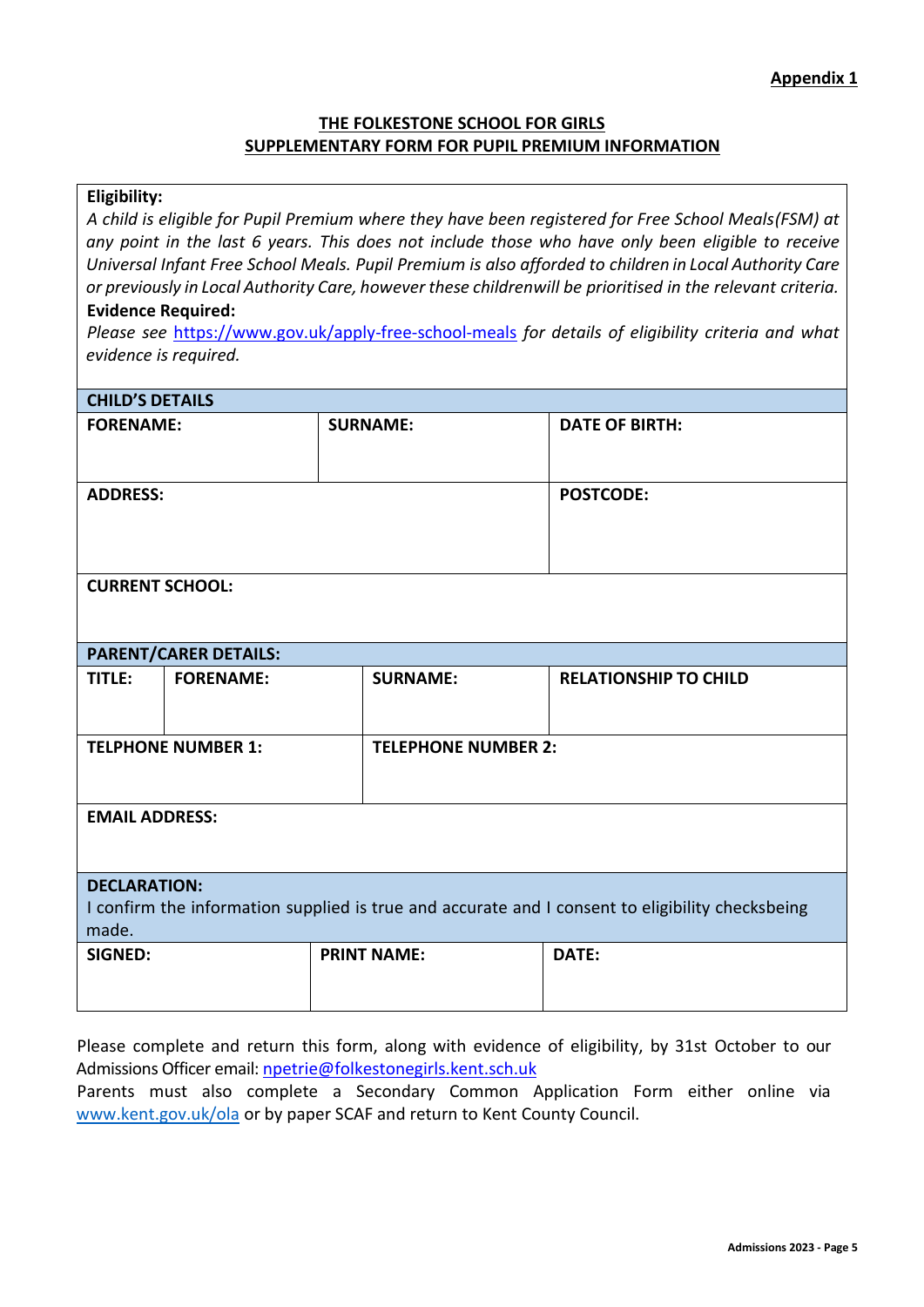**Appendix 1**

## THE FOLKESTONE SCHOOL FOR GIRLS
## SUPPLEMENTARY FORM FOR PUPIL PREMIUM INFORMATION

**Eligibility:**

*A child is eligible for Pupil Premium where they have been registered for Free School Meals(FSM) at any point in the last 6 years. This does not include those who have only been eligible to receive Universal Infant Free School Meals. Pupil Premium is also afforded to children in Local Authority Care or previously in Local Authority Care, however these childrenwill be prioritised in the relevant criteria.*

**Evidence Required:**

*Please see* https://www.gov.uk/apply-free-school-meals *for details of eligibility criteria and what evidence is required.*

| **CHILD'S DETAILS** | | | |
|---|---|---|---|
| **FORENAME:** | | **SURNAME:** | **DATE OF BIRTH:** |
| **ADDRESS:** | | | **POSTCODE:** |
| **CURRENT SCHOOL:** | | | |
| **PARENT/CARER DETAILS:** | | | |
| **TITLE:** | **FORENAME:** | **SURNAME:** | **RELATIONSHIP TO CHILD** |
| **TELPHONE NUMBER 1:** | | **TELEPHONE NUMBER 2:** | |
| **EMAIL ADDRESS:** | | | |
| **DECLARATION:** I confirm the information supplied is true and accurate and I consent to eligibility checksbeing made. | | | |
| **SIGNED:** | | **PRINT NAME:** | **DATE:** |

Please complete and return this form, along with evidence of eligibility, by 31st October to our Admissions Officer email: npetrie@folkestonegirls.kent.sch.uk

Parents must also complete a Secondary Common Application Form either online via www.kent.gov.uk/ola or by paper SCAF and return to Kent County Council.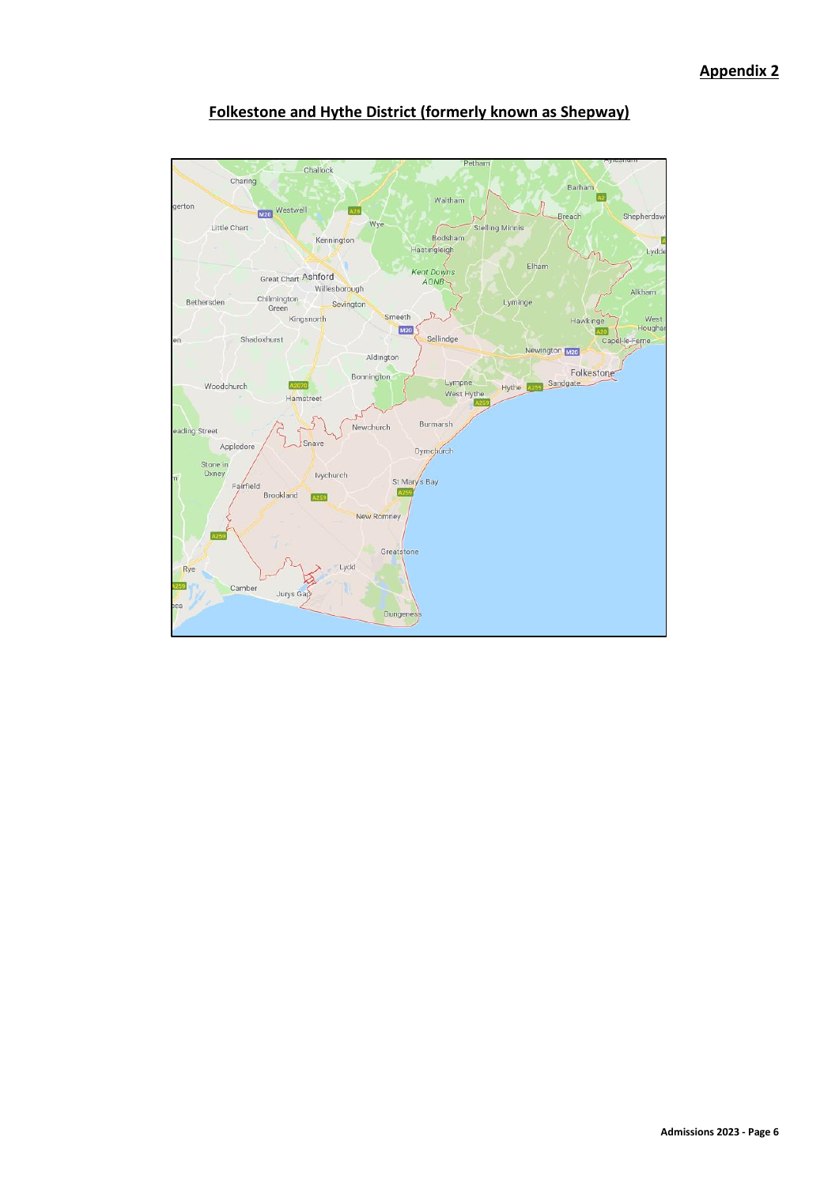**Appendix 2**

## Folkestone and Hythe District (formerly known as Shepway)

Petham
Aylesham
Challock
Charing
Barham
Waltham
A2
Breach
Shepherdsw
Egerton
M20
Westwell
A28
Wye
Stelling Minnis
Little Chart
Bodsham
Kennington
Hastingleigh
Lydde
Elham
Kent Downs
AONB
Great Chart
Ashford
Alkham
Willesborough
Bethersden
Chilmington
Green
Lyminge
Sevington
Hawkinge
West
Hougham
Kingsnorth
Smeeth
M20
A20
Sellindge
Shadoxhurst
Capel-le-Ferne
Newington
M20
Aldington
Folkestone
Bonnington
Sandgate
Lympne
Hythe
A259
Woodchurch
A2070
West Hythe
A259
Hamstreet
Burmarsh
Newchurch
Reading Street
Snave
Appledore
Dymchurch
Stone in
Oxney
Ivychurch
St Mary's Bay
Fairfield
A259
Brookland
A259
New Romney
A259
Greatstone
Rye
Lydd
A259
Camber
Jurys Gap
Dungeness